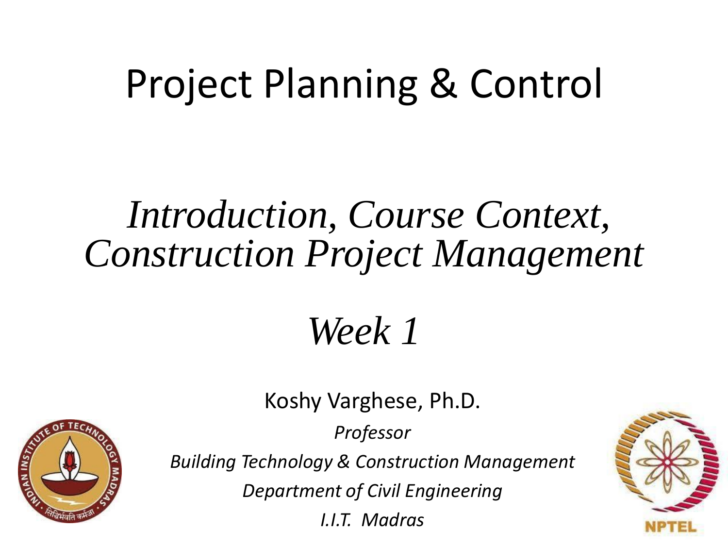# Project Planning & Control

## *Introduction, Course Context, Construction Project Management*

## *Week 1*

Koshy Varghese, Ph.D.

*Professor*

*Building Technology & Construction Management*

*Department of Civil Engineering*

*I.I.T. Madras*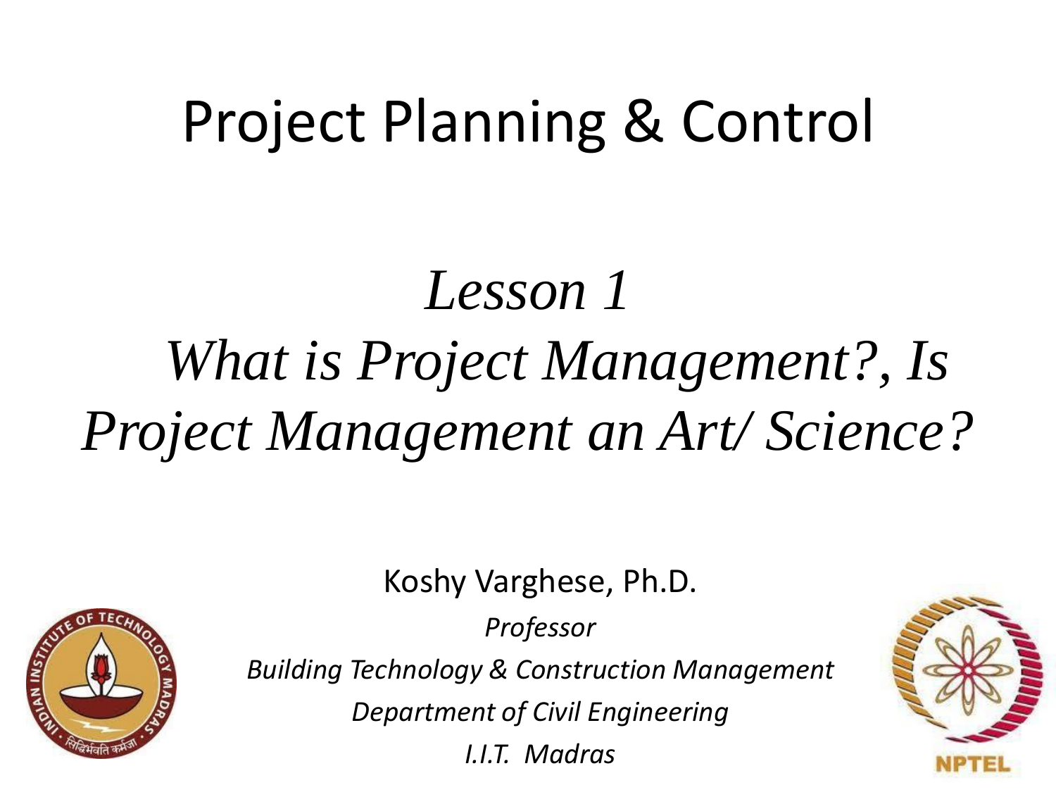# Project Planning & Control

## *Lesson 1*
## *What is Project Management?, Is Project Management an Art/ Science?*

Koshy Varghese, Ph.D.

*Professor*

*Building Technology & Construction Management*

*Department of Civil Engineering*

*I.I.T. Madras*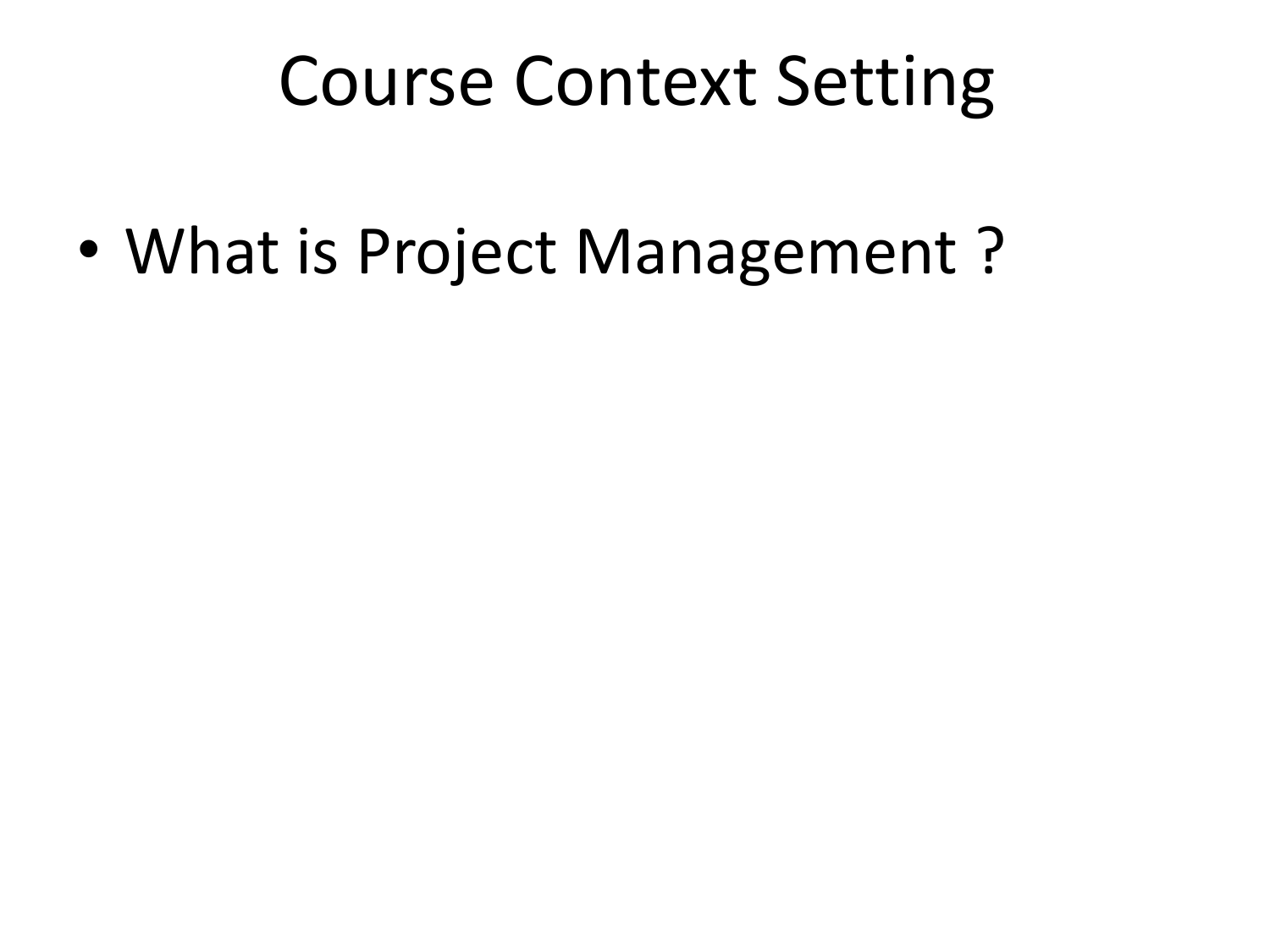# Course Context Setting

- What is Project Management ?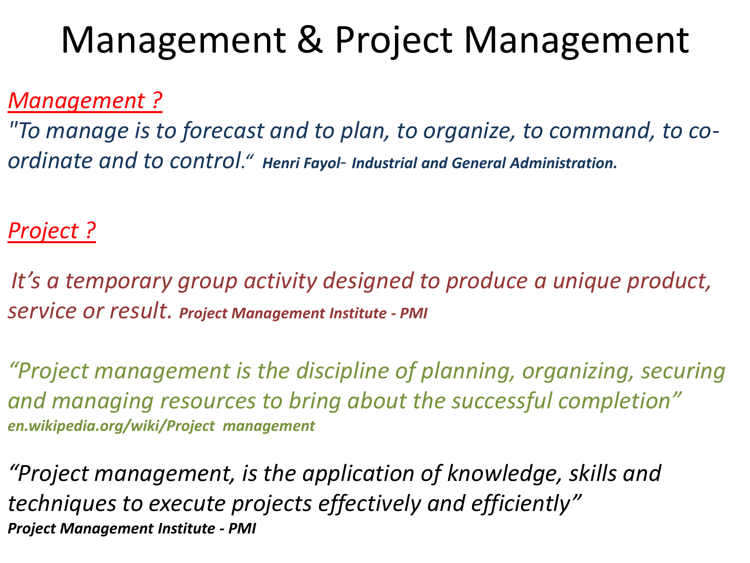# Management & Project Management

*Management ?*

*"To manage is to forecast and to plan, to organize, to command, to co-ordinate and to control."* ***Henri Fayol- Industrial and General Administration.***

*Project ?*

*It's a temporary group activity designed to produce a unique product, service or result.* ***Project Management Institute - PMI***

*"Project management is the discipline of planning, organizing, securing and managing resources to bring about the successful completion"*
***en.wikipedia.org/wiki/Project management***

*"Project management, is the application of knowledge, skills and techniques to execute projects effectively and efficiently"*
***Project Management Institute - PMI***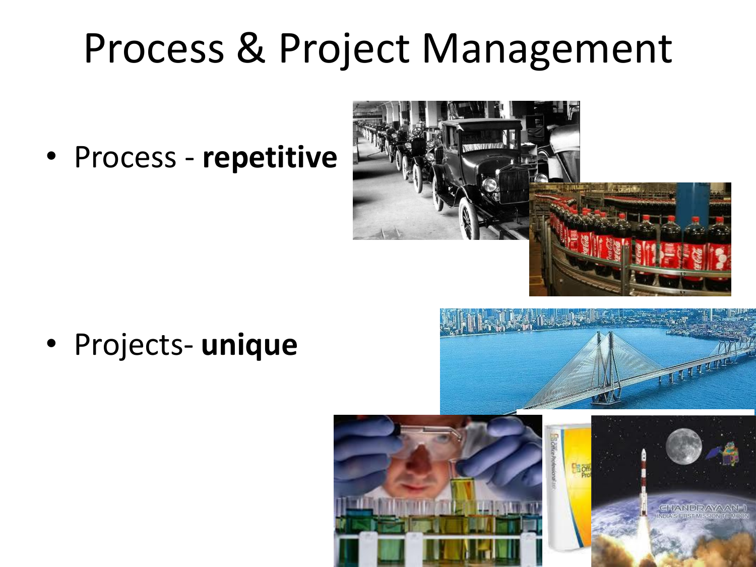# Process & Project Management

- Process - **repetitive**

- Projects- **unique**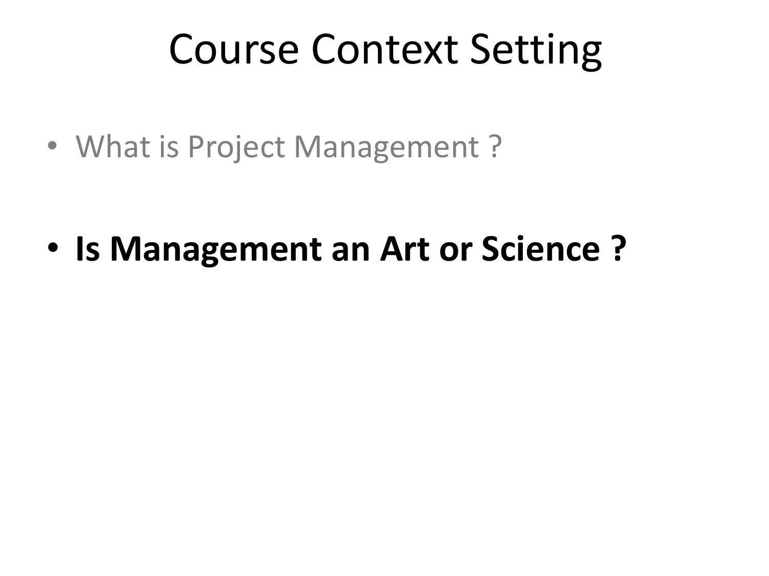# Course Context Setting

- What is Project Management ?

- **Is Management an Art or Science ?**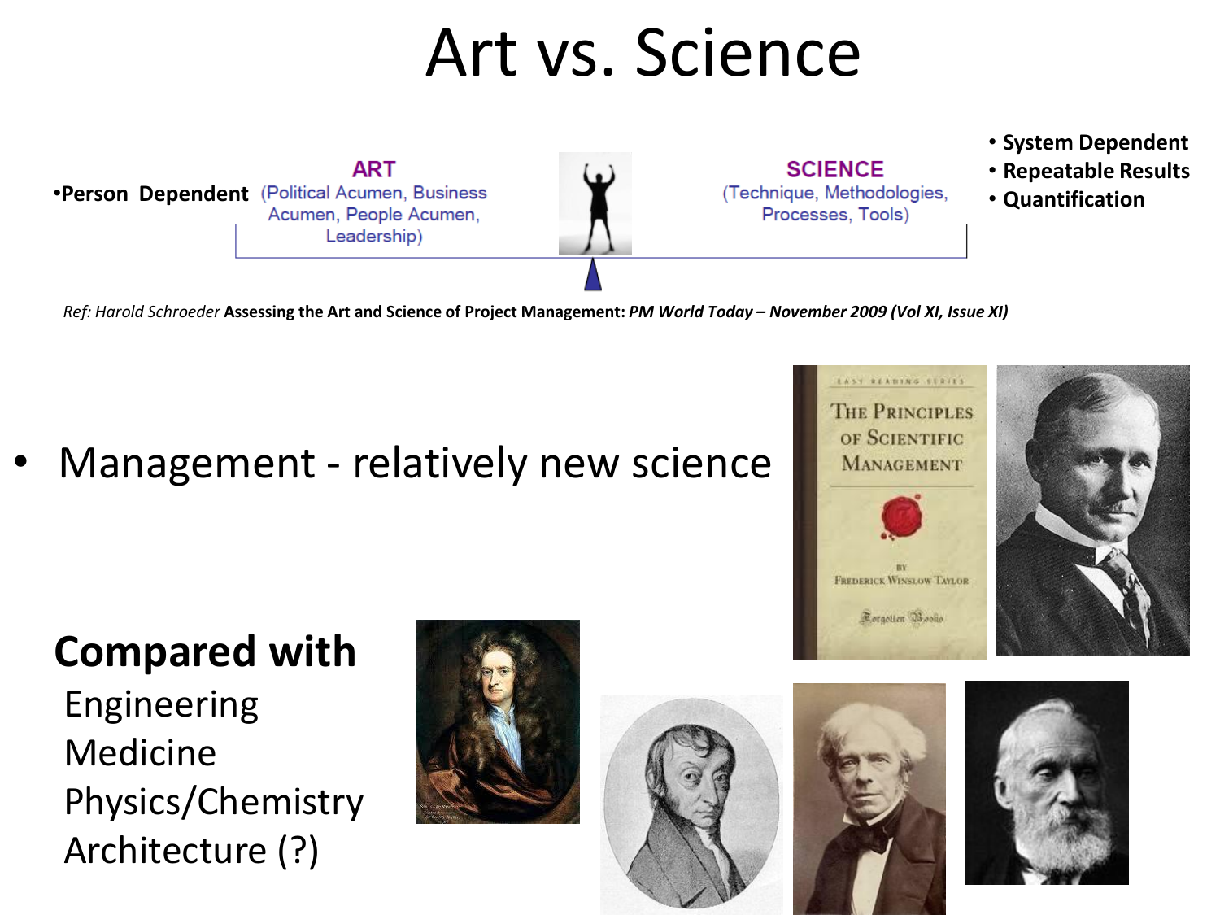# Art vs. Science

- Person Dependent

**ART**
(Political Acumen, Business Acumen, People Acumen, Leadership)

**SCIENCE**
(Technique, Methodologies, Processes, Tools)

- System Dependent
- Repeatable Results
- Quantification

*Ref: Harold Schroeder* **Assessing the Art and Science of Project Management:** ***PM World Today – November 2009 (Vol XI, Issue XI)***

- Management - relatively new science

**Compared with**

Engineering
Medicine
Physics/Chemistry
Architecture (?)